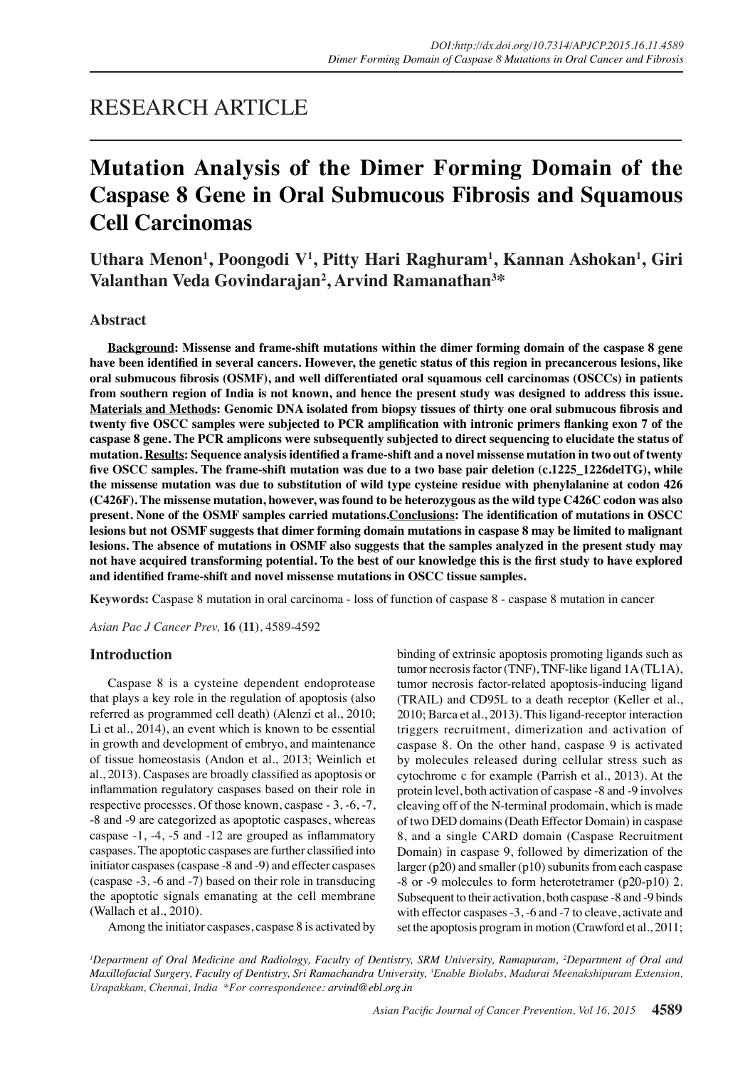RESEARCH ARTICLE

# Mutation Analysis of the Dimer Forming Domain of the Caspase 8 Gene in Oral Submucous Fibrosis and Squamous Cell Carcinomas

**Uthara Menon[1], Poongodi V[1], Pitty Hari Raghuram[1], Kannan Ashokan[1], Giri Valanthan Veda Govindarajan[2], Arvind Ramanathan[3]***

## Abstract

**Background: Missense and frame-shift mutations within the dimer forming domain of the caspase 8 gene have been identified in several cancers. However, the genetic status of this region in precancerous lesions, like oral submucous fibrosis (OSMF), and well differentiated oral squamous cell carcinomas (OSCCs) in patients from southern region of India is not known, and hence the present study was designed to address this issue. Materials and Methods: Genomic DNA isolated from biopsy tissues of thirty one oral submucous fibrosis and twenty five OSCC samples were subjected to PCR amplification with intronic primers flanking exon 7 of the caspase 8 gene. The PCR amplicons were subsequently subjected to direct sequencing to elucidate the status of mutation. Results: Sequence analysis identified a frame-shift and a novel missense mutation in two out of twenty five OSCC samples. The frame-shift mutation was due to a two base pair deletion (c.1225_1226delTG), while the missense mutation was due to substitution of wild type cysteine residue with phenylalanine at codon 426 (C426F). The missense mutation, however, was found to be heterozygous as the wild type C426C codon was also present. None of the OSMF samples carried mutations. Conclusions: The identification of mutations in OSCC lesions but not OSMF suggests that dimer forming domain mutations in caspase 8 may be limited to malignant lesions. The absence of mutations in OSMF also suggests that the samples analyzed in the present study may not have acquired transforming potential. To the best of our knowledge this is the first study to have explored and identified frame-shift and novel missense mutations in OSCC tissue samples.**

**Keywords:** Caspase 8 mutation in oral carcinoma - loss of function of caspase 8 - caspase 8 mutation in cancer

*Asian Pac J Cancer Prev,* **16 (11)**, 4589-4592

## Introduction

Caspase 8 is a cysteine dependent endoprotease that plays a key role in the regulation of apoptosis (also referred as programmed cell death) (Alenzi et al., 2010; Li et al., 2014), an event which is known to be essential in growth and development of embryo, and maintenance of tissue homeostasis (Andon et al., 2013; Weinlich et al., 2013). Caspases are broadly classified as apoptosis or inflammation regulatory caspases based on their role in respective processes. Of those known, caspase - 3, -6, -7, -8 and -9 are categorized as apoptotic caspases, whereas caspase -1, -4, -5 and -12 are grouped as inflammatory caspases. The apoptotic caspases are further classified into initiator caspases (caspase -8 and -9) and effecter caspases (caspase -3, -6 and -7) based on their role in transducing the apoptotic signals emanating at the cell membrane (Wallach et al., 2010).

Among the initiator caspases, caspase 8 is activated by binding of extrinsic apoptosis promoting ligands such as tumor necrosis factor (TNF), TNF-like ligand 1A (TL1A), tumor necrosis factor-related apoptosis-inducing ligand (TRAIL) and CD95L to a death receptor (Keller et al., 2010; Barca et al., 2013). This ligand-receptor interaction triggers recruitment, dimerization and activation of caspase 8. On the other hand, caspase 9 is activated by molecules released during cellular stress such as cytochrome c for example (Parrish et al., 2013). At the protein level, both activation of caspase -8 and -9 involves cleaving off of the N-terminal prodomain, which is made of two DED domains (Death Effector Domain) in caspase 8, and a single CARD domain (Caspase Recruitment Domain) in caspase 9, followed by dimerization of the larger (p20) and smaller (p10) subunits from each caspase -8 or -9 molecules to form heterotetramer (p20-p10) 2. Subsequent to their activation, both caspase -8 and -9 binds with effector caspases -3, -6 and -7 to cleave, activate and set the apoptosis program in motion (Crawford et al., 2011;

*[1]Department of Oral Medicine and Radiology, Faculty of Dentistry, SRM University, Ramapuram, [2]Department of Oral and Maxillofacial Surgery, Faculty of Dentistry, Sri Ramachandra University, [3]Enable Biolabs, Madurai Meenakshipuram Extension, Urapakkam, Chennai, India \*For correspondence: arvind@ebl.org.in*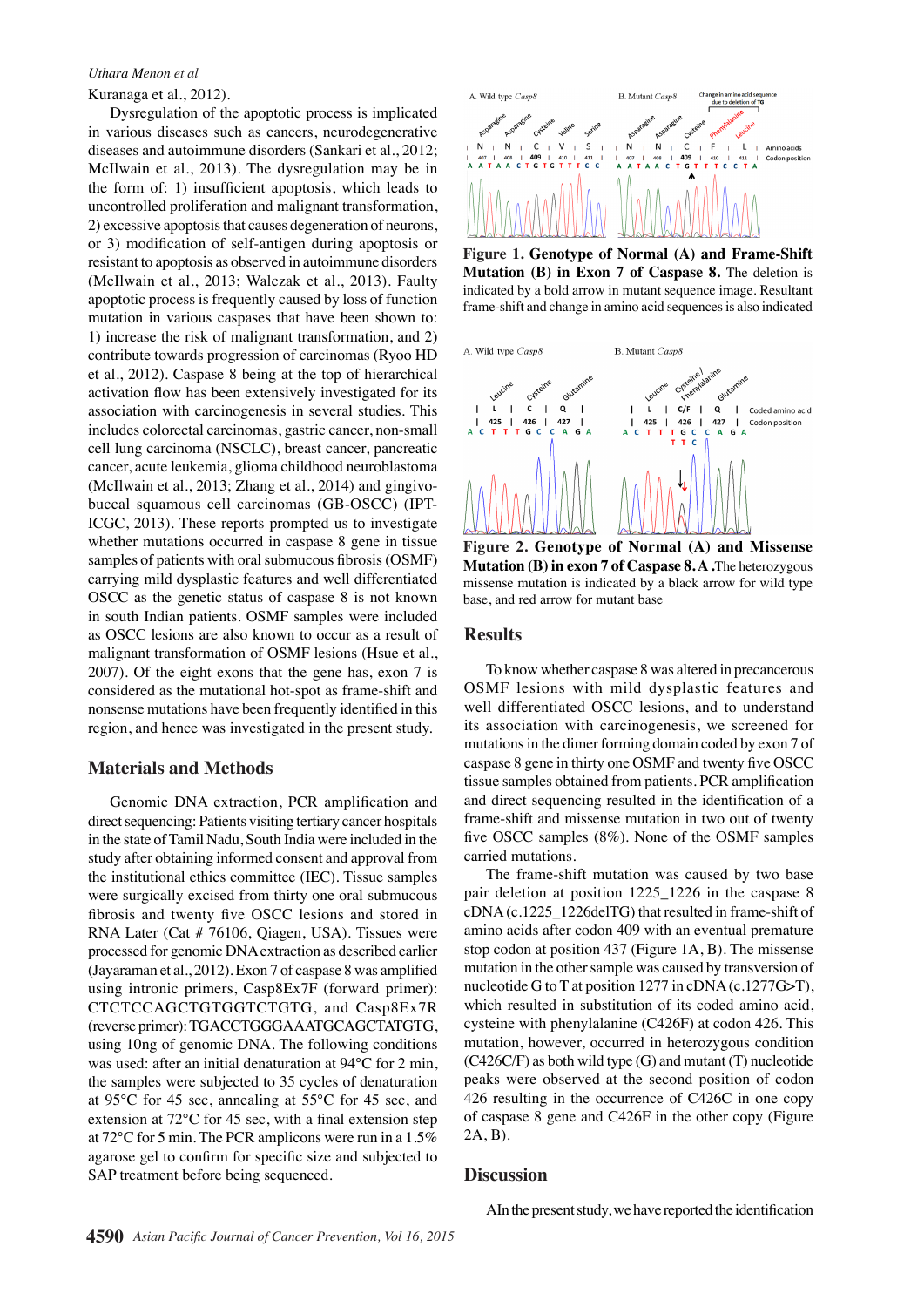Kuranaga et al., 2012).

Dysregulation of the apoptotic process is implicated in various diseases such as cancers, neurodegenerative diseases and autoimmune disorders (Sankari et al., 2012; McIlwain et al., 2013). The dysregulation may be in the form of: 1) insufficient apoptosis, which leads to uncontrolled proliferation and malignant transformation, 2) excessive apoptosis that causes degeneration of neurons, or 3) modification of self-antigen during apoptosis or resistant to apoptosis as observed in autoimmune disorders (McIlwain et al., 2013; Walczak et al., 2013). Faulty apoptotic process is frequently caused by loss of function mutation in various caspases that have been shown to: 1) increase the risk of malignant transformation, and 2) contribute towards progression of carcinomas (Ryoo HD et al., 2012). Caspase 8 being at the top of hierarchical activation flow has been extensively investigated for its association with carcinogenesis in several studies. This includes colorectal carcinomas, gastric cancer, non-small cell lung carcinoma (NSCLC), breast cancer, pancreatic cancer, acute leukemia, glioma childhood neuroblastoma (McIlwain et al., 2013; Zhang et al., 2014) and gingivo-buccal squamous cell carcinomas (GB-OSCC) (IPT-ICGC, 2013). These reports prompted us to investigate whether mutations occurred in caspase 8 gene in tissue samples of patients with oral submucous fibrosis (OSMF) carrying mild dysplastic features and well differentiated OSCC as the genetic status of caspase 8 is not known in south Indian patients. OSMF samples were included as OSCC lesions are also known to occur as a result of malignant transformation of OSMF lesions (Hsue et al., 2007). Of the eight exons that the gene has, exon 7 is considered as the mutational hot-spot as frame-shift and nonsense mutations have been frequently identified in this region, and hence was investigated in the present study.

## Materials and Methods

Genomic DNA extraction, PCR amplification and direct sequencing: Patients visiting tertiary cancer hospitals in the state of Tamil Nadu, South India were included in the study after obtaining informed consent and approval from the institutional ethics committee (IEC). Tissue samples were surgically excised from thirty one oral submucous fibrosis and twenty five OSCC lesions and stored in RNA Later (Cat # 76106, Qiagen, USA). Tissues were processed for genomic DNA extraction as described earlier (Jayaraman et al., 2012). Exon 7 of caspase 8 was amplified using intronic primers, Casp8Ex7F (forward primer): CTCTCCAGCTGTGGTCTGTG, and Casp8Ex7R (reverse primer): TGACCTGGGAAATGCAGCTATGTG, using 10ng of genomic DNA. The following conditions was used: after an initial denaturation at 94°C for 2 min, the samples were subjected to 35 cycles of denaturation at 95°C for 45 sec, annealing at 55°C for 45 sec, and extension at 72°C for 45 sec, with a final extension step at 72°C for 5 min. The PCR amplicons were run in a 1.5% agarose gel to confirm for specific size and subjected to SAP treatment before being sequenced.

**Figure 1. Genotype of Normal (A) and Frame-Shift Mutation (B) in Exon 7 of Caspase 8.** The deletion is indicated by a bold arrow in mutant sequence image. Resultant frame-shift and change in amino acid sequences is also indicated

**Figure 2. Genotype of Normal (A) and Missense Mutation (B) in exon 7 of Caspase 8. A .**The heterozygous missense mutation is indicated by a black arrow for wild type base, and red arrow for mutant base

## Results

To know whether caspase 8 was altered in precancerous OSMF lesions with mild dysplastic features and well differentiated OSCC lesions, and to understand its association with carcinogenesis, we screened for mutations in the dimer forming domain coded by exon 7 of caspase 8 gene in thirty one OSMF and twenty five OSCC tissue samples obtained from patients. PCR amplification and direct sequencing resulted in the identification of a frame-shift and missense mutation in two out of twenty five OSCC samples (8%). None of the OSMF samples carried mutations.

The frame-shift mutation was caused by two base pair deletion at position 1225_1226 in the caspase 8 cDNA (c.1225_1226delTG) that resulted in frame-shift of amino acids after codon 409 with an several premature stop codon at position 437 (Figure 1A, B). The missense mutation in the other sample was caused by transversion of nucleotide G to T at position 1277 in cDNA (c.1277G>T), which resulted in substitution of its coded amino acid, cysteine with phenylalanine (C426F) at codon 426. This mutation, however, occurred in heterozygous condition (C426C/F) as both wild type (G) and mutant (T) nucleotide peaks were observed at the second position of codon 426 resulting in the occurrence of C426C in one copy of caspase 8 gene and C426F in the other copy (Figure 2A, B).

## Discussion

AIn the present study, we have reported the identification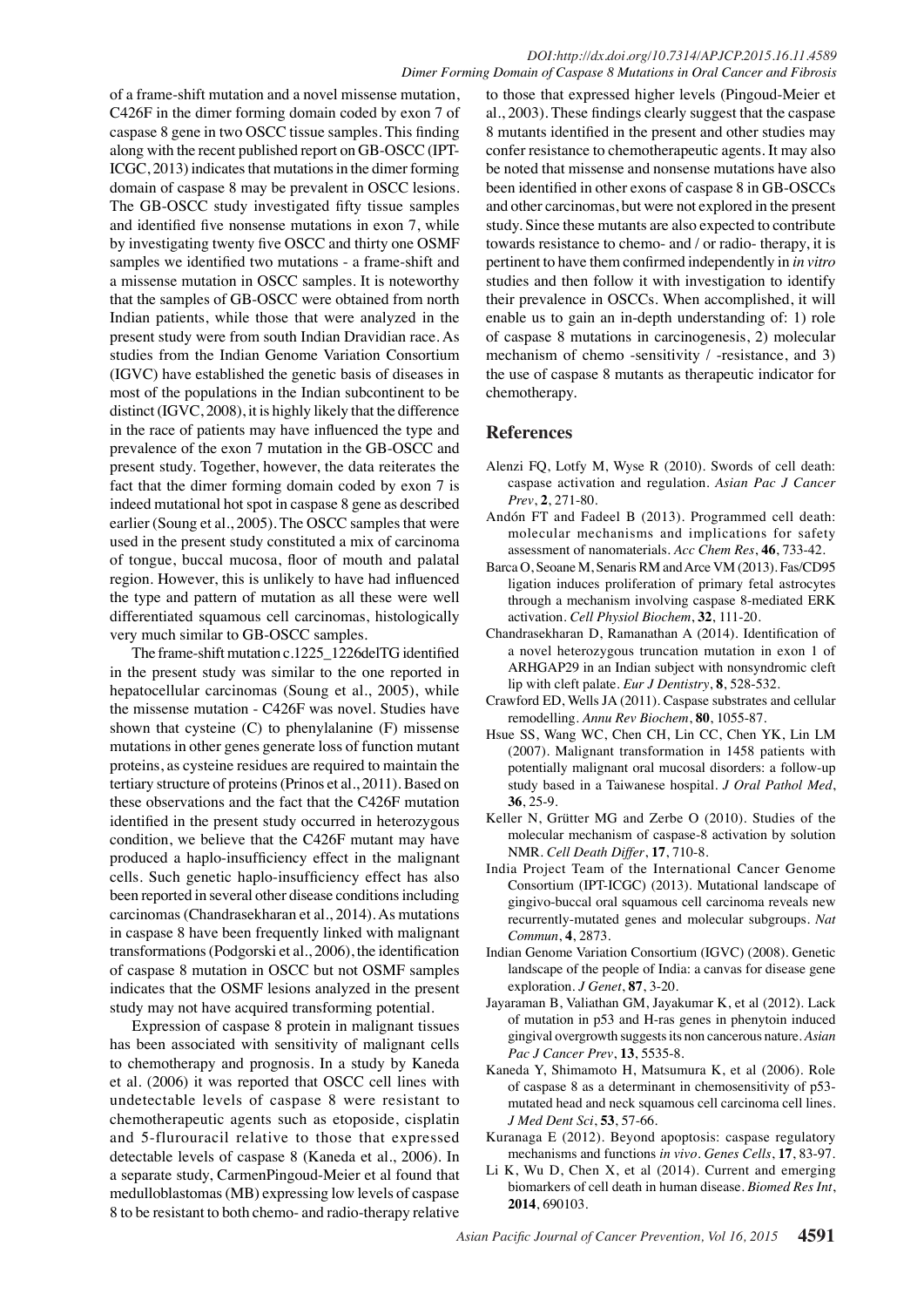of a frame-shift mutation and a novel missense mutation, C426F in the dimer forming domain coded by exon 7 of caspase 8 gene in two OSCC tissue samples. This finding along with the recent published report on GB-OSCC (IPT-ICGC, 2013) indicates that mutations in the dimer forming domain of caspase 8 may be prevalent in OSCC lesions. The GB-OSCC study investigated fifty tissue samples and identified five nonsense mutations in exon 7, while by investigating twenty five OSCC and thirty one OSMF samples we identified two mutations - a frame-shift and a missense mutation in OSCC samples. It is noteworthy that the samples of GB-OSCC were obtained from north Indian patients, while those that were analyzed in the present study were from south Indian Dravidian race. As studies from the Indian Genome Variation Consortium (IGVC) have established the genetic basis of diseases in most of the populations in the Indian subcontinent to be distinct (IGVC, 2008), it is highly likely that the difference in the race of patients may have influenced the type and prevalence of the exon 7 mutation in the GB-OSCC and present study. Together, however, the data reiterates the fact that the dimer forming domain coded by exon 7 is indeed mutational hot spot in caspase 8 gene as described earlier (Soung et al., 2005). The OSCC samples that were used in the present study constituted a mix of carcinoma of tongue, buccal mucosa, floor of mouth and palatal region. However, this is unlikely to have had influenced the type and pattern of mutation as all these were well differentiated squamous cell carcinomas, histologically very much similar to GB-OSCC samples.

The frame-shift mutation c.1225_1226delTG identified in the present study was similar to the one reported in hepatocellular carcinomas (Soung et al., 2005), while the missense mutation - C426F was novel. Studies have shown that cysteine (C) to phenylalanine (F) missense mutations in other genes generate loss of function mutant proteins, as cysteine residues are required to maintain the tertiary structure of proteins (Prinos et al., 2011). Based on these observations and the fact that the C426F mutation identified in the present study occurred in heterozygous condition, we believe that the C426F mutant may have produced a haplo-insufficiency effect in the malignant cells. Such genetic haplo-insufficiency effect has also been reported in several other disease conditions including carcinomas (Chandrasekharan et al., 2014). As mutations in caspase 8 have been frequently linked with malignant transformations (Podgorski et al., 2006), the identification of caspase 8 mutation in OSCC but not OSMF samples indicates that the OSMF lesions analyzed in the present study may not have acquired transforming potential.

Expression of caspase 8 protein in malignant tissues has been associated with sensitivity of malignant cells to chemotherapy and prognosis. In a study by Kaneda et al. (2006) it was reported that OSCC cell lines with undetectable levels of caspase 8 were resistant to chemotherapeutic agents such as etoposide, cisplatin and 5-flurouracil relative to those that expressed detectable levels of caspase 8 (Kaneda et al., 2006). In a separate study, CarmenPingoud-Meier et al found that medulloblastomas (MB) expressing low levels of caspase 8 to be resistant to both chemo- and radio-therapy relative to those that expressed higher levels (Pingoud-Meier et al., 2003). These findings clearly suggest that the caspase 8 mutants identified in the present and other studies may confer resistance to chemotherapeutic agents. It may also be noted that missense and nonsense mutations have also been identified in other exons of caspase 8 in GB-OSCCs and other carcinomas, but were not explored in the present study. Since these mutants are also expected to contribute towards resistance to chemo- and / or radio- therapy, it is pertinent to have them confirmed independently in *in vitro* studies and then follow it with investigation to identify their prevalence in OSCCs. When accomplished, it will enable us to gain an in-depth understanding of: 1) role of caspase 8 mutations in carcinogenesis, 2) molecular mechanism of chemo -sensitivity / -resistance, and 3) the use of caspase 8 mutants as therapeutic indicator for chemotherapy.

## References

Alenzi FQ, Lotfy M, Wyse R (2010). Swords of cell death: caspase activation and regulation. *Asian Pac J Cancer Prev*, **2**, 271-80.

Andón FT and Fadeel B (2013). Programmed cell death: molecular mechanisms and implications for safety assessment of nanomaterials. *Acc Chem Res*, **46**, 733-42.

Barca O, Seoane M, Senaris RM and Arce VM (2013). Fas/CD95 ligation induces proliferation of primary fetal astrocytes through a mechanism involving caspase 8-mediated ERK activation. *Cell Physiol Biochem*, **32**, 111-20.

Chandrasekharan D, Ramanathan A (2014). Identification of a novel heterozygous truncation mutation in exon 1 of ARHGAP29 in an Indian subject with nonsyndromic cleft lip with cleft palate. *Eur J Dentistry*, **8**, 528-532.

Crawford ED, Wells JA (2011). Caspase substrates and cellular remodelling. *Annu Rev Biochem*, **80**, 1055-87.

Hsue SS, Wang WC, Chen CH, Lin CC, Chen YK, Lin LM (2007). Malignant transformation in 1458 patients with potentially malignant oral mucosal disorders: a follow-up study based in a Taiwanese hospital. *J Oral Pathol Med*, **36**, 25-9.

Keller N, Grütter MG and Zerbe O (2010). Studies of the molecular mechanism of caspase-8 activation by solution NMR. *Cell Death Differ*, **17**, 710-8.

India Project Team of the International Cancer Genome Consortium (IPT-ICGC) (2013). Mutational landscape of gingivo-buccal oral squamous cell carcinoma reveals new recurrently-mutated genes and molecular subgroups. *Nat Commun*, **4**, 2873.

Indian Genome Variation Consortium (IGVC) (2008). Genetic landscape of the people of India: a canvas for disease gene exploration. *J Genet*, **87**, 3-20.

Jayaraman B, Valiathan GM, Jayakumar K, et al (2012). Lack of mutation in p53 and H-ras genes in phenytoin induced gingival overgrowth suggests its non cancerous nature. *Asian Pac J Cancer Prev*, **13**, 5535-8.

Kaneda Y, Shimamoto H, Matsumura K, et al (2006). Role of caspase 8 as a determinant in chemosensitivity of p53-mutated head and neck squamous cell carcinoma cell lines. *J Med Dent Sci*, **53**, 57-66.

Kuranaga E (2012). Beyond apoptosis: caspase regulatory mechanisms and functions *in vivo*. *Genes Cells*, **17**, 83-97.

Li K, Wu D, Chen X, et al (2014). Current and emerging biomarkers of cell death in human disease. *Biomed Res Int*, **2014**, 690103.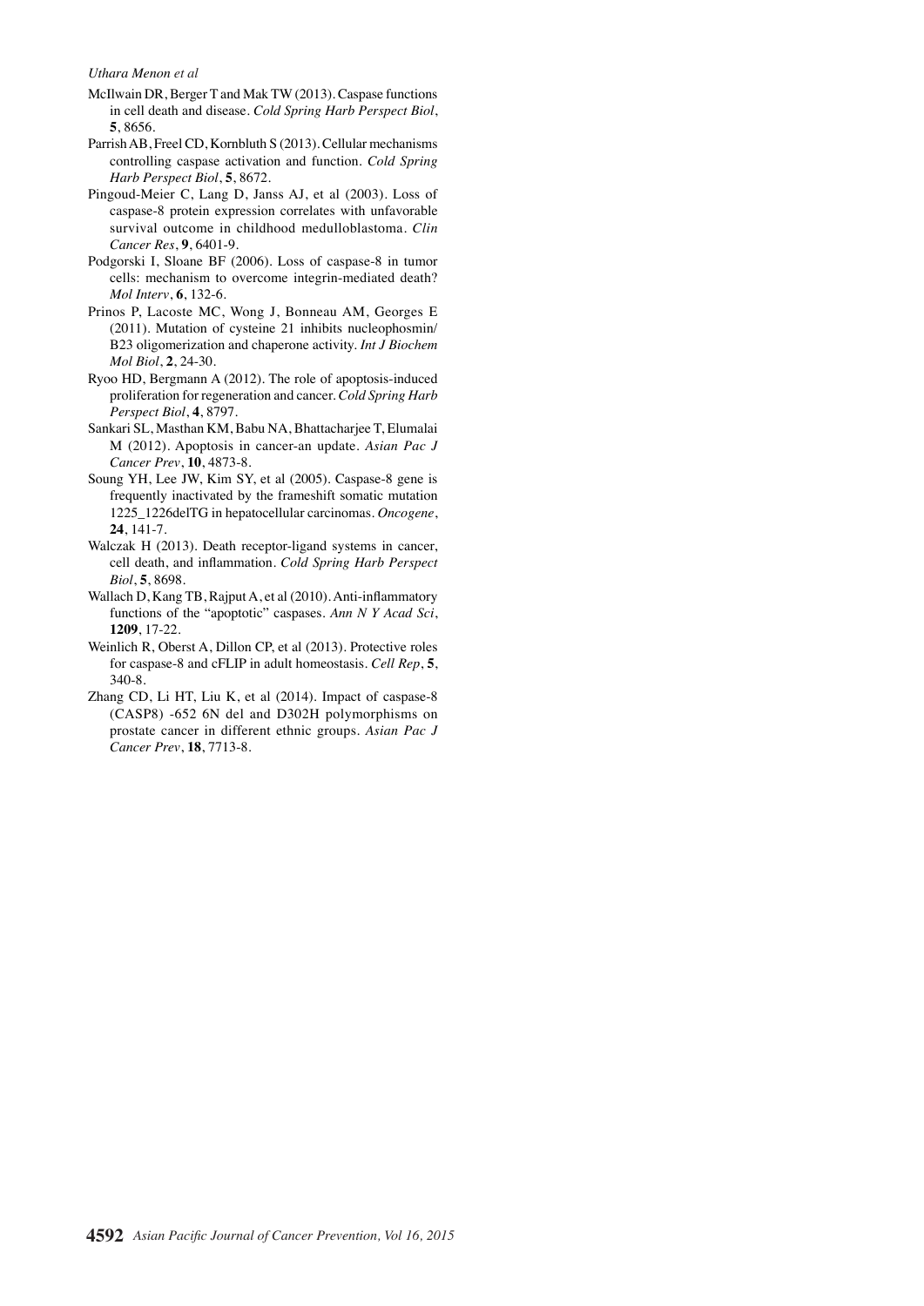McIlwain DR, Berger T and Mak TW (2013). Caspase functions in cell death and disease. *Cold Spring Harb Perspect Biol*, **5**, 8656.

Parrish AB, Freel CD, Kornbluth S (2013). Cellular mechanisms controlling caspase activation and function. *Cold Spring Harb Perspect Biol*, **5**, 8672.

Pingoud-Meier C, Lang D, Janss AJ, et al (2003). Loss of caspase-8 protein expression correlates with unfavorable survival outcome in childhood medulloblastoma. *Clin Cancer Res*, **9**, 6401-9.

Podgorski I, Sloane BF (2006). Loss of caspase-8 in tumor cells: mechanism to overcome integrin-mediated death? *Mol Interv*, **6**, 132-6.

Prinos P, Lacoste MC, Wong J, Bonneau AM, Georges E (2011). Mutation of cysteine 21 inhibits nucleophosmin/B23 oligomerization and chaperone activity. *Int J Biochem Mol Biol*, **2**, 24-30.

Ryoo HD, Bergmann A (2012). The role of apoptosis-induced proliferation for regeneration and cancer. *Cold Spring Harb Perspect Biol*, **4**, 8797.

Sankari SL, Masthan KM, Babu NA, Bhattacharjee T, Elumalai M (2012). Apoptosis in cancer-an update. *Asian Pac J Cancer Prev*, **10**, 4873-8.

Soung YH, Lee JW, Kim SY, et al (2005). Caspase-8 gene is frequently inactivated by the frameshift somatic mutation 1225_1226delTG in hepatocellular carcinomas. *Oncogene*, **24**, 141-7.

Walczak H (2013). Death receptor-ligand systems in cancer, cell death, and inflammation. *Cold Spring Harb Perspect Biol*, **5**, 8698.

Wallach D, Kang TB, Rajput A, et al (2010). Anti-inflammatory functions of the "apoptotic" caspases. *Ann N Y Acad Sci*, **1209**, 17-22.

Weinlich R, Oberst A, Dillon CP, et al (2013). Protective roles for caspase-8 and cFLIP in adult homeostasis. *Cell Rep*, **5**, 340-8.

Zhang CD, Li HT, Liu K, et al (2014). Impact of caspase-8 (CASP8) -652 6N del and D302H polymorphisms on prostate cancer in different ethnic groups. *Asian Pac J Cancer Prev*, **18**, 7713-8.